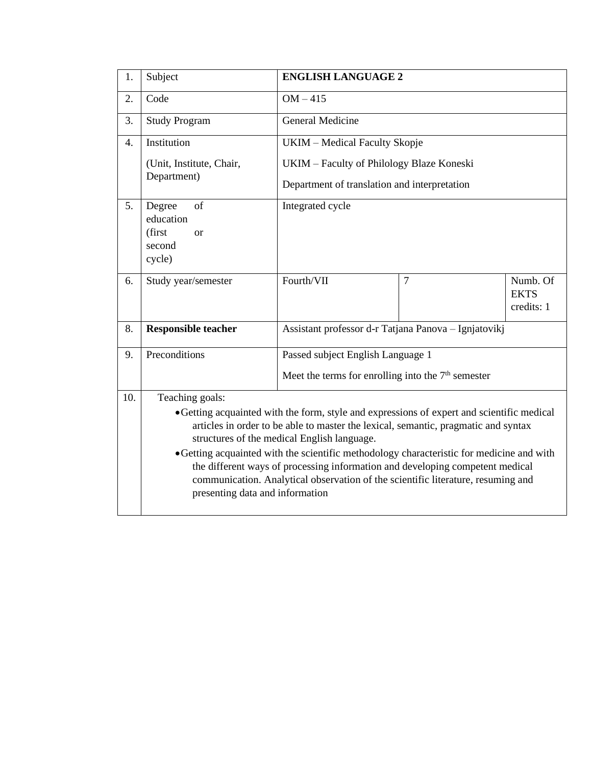| 1. | Subject | **ENGLISH LANGUAGE 2** | | |
|---|---|---|---|---|
| 2. | Code | OM – 415 | | |
| 3. | Study Program | General Medicine | | |
| 4. | Institution (Unit, Institute, Chair, Department) | UKIM – Medical Faculty Skopje<br>UKIM – Faculty of Philology Blaze Koneski<br>Department of translation and interpretation | | |
| 5. | Degree of education (first or second cycle) | Integrated cycle | | |
| 6. | Study year/semester | Fourth/VII | 7 | Numb. Of EKTS credits: 1 |
| 8. | **Responsible teacher** | Assistant professor d-r Tatjana Panova – Ignjatovikj | | |
| 9. | Preconditions | Passed subject English Language 1<br>Meet the terms for enrolling into the 7th semester | | |
| 10. | Teaching goals:<br>• Getting acquainted with the form, style and expressions of expert and scientific medical articles in order to be able to master the lexical, semantic, pragmatic and syntax structures of the medical English language.<br>• Getting acquainted with the scientific methodology characteristic for medicine and with the different ways of processing information and developing competent medical communication. Analytical observation of the scientific literature, resuming and presenting data and information | | | |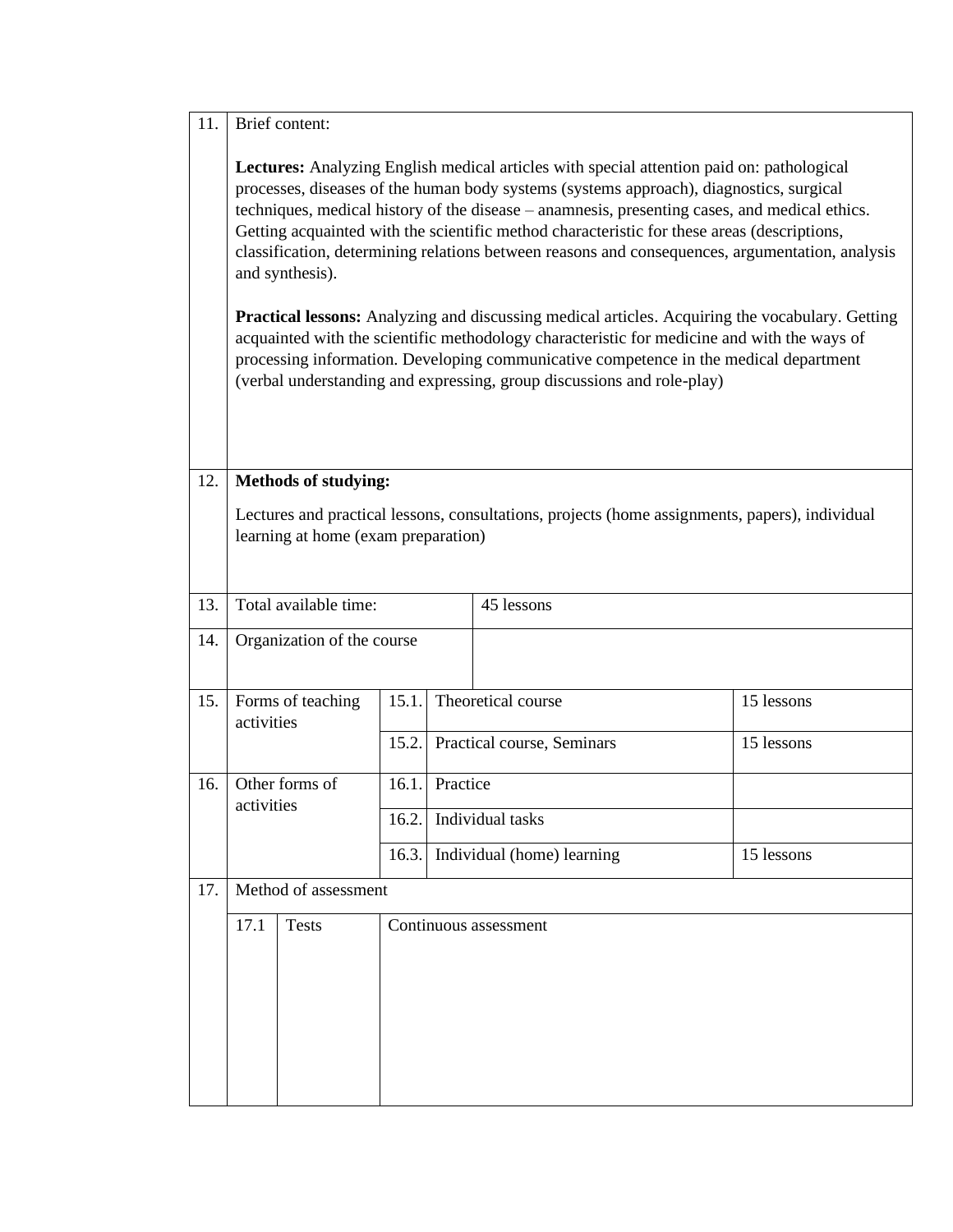| | | | | | |
|---|---|---|---|---|---|
| 11. | Brief content:<br><br>**Lectures:** Analyzing English medical articles with special attention paid on: pathological processes, diseases of the human body systems (systems approach), diagnostics, surgical techniques, medical history of the disease – anamnesis, presenting cases, and medical ethics. Getting acquainted with the scientific method characteristic for these areas (descriptions, classification, determining relations between reasons and consequences, argumentation, analysis and synthesis).<br><br>**Practical lessons:** Analyzing and discussing medical articles. Acquiring the vocabulary. Getting acquainted with the scientific methodology characteristic for medicine and with the ways of processing information. Developing communicative competence in the medical department (verbal understanding and expressing, group discussions and role-play) | | | | |
| 12. | **Methods of studying:**<br><br>Lectures and practical lessons, consultations, projects (home assignments, papers), individual learning at home (exam preparation) | | | | |
| 13. | Total available time: | | | 45 lessons | |
| 14. | Organization of the course | | | | |
| 15. | Forms of teaching activities | 15.1. | Theoretical course | | 15 lessons |
| | | 15.2. | Practical course, Seminars | | 15 lessons |
| 16. | Other forms of activities | 16.1. | Practice | | |
| | | 16.2. | Individual tasks | | |
| | | 16.3. | Individual (home) learning | | 15 lessons |
| 17. | Method of assessment | | | | |
| | 17.1 Tests | Continuous assessment | | | |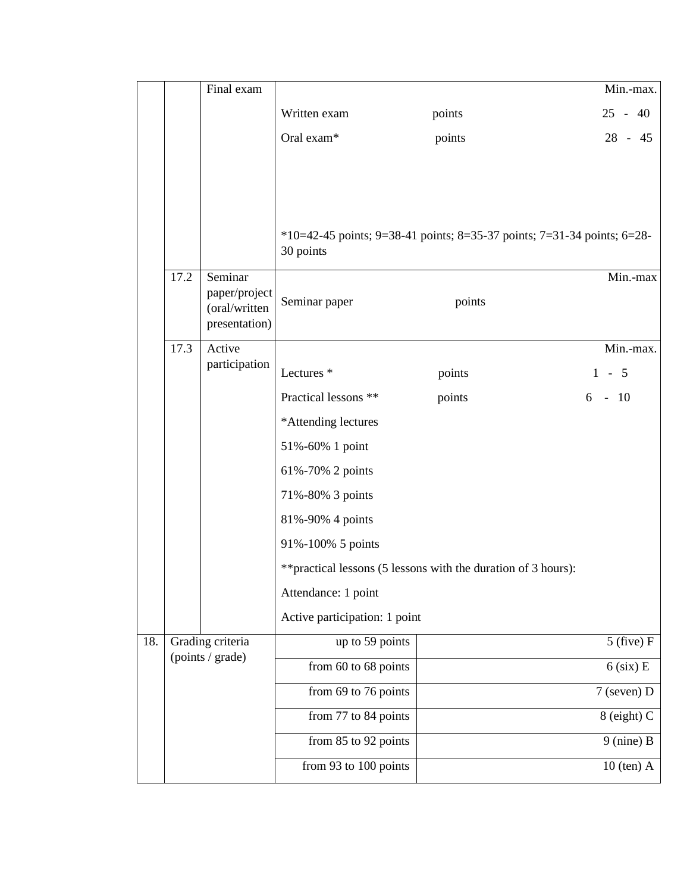|  |  |  |  |  |
|---|---|---|---|---|
|  |  | Final exam | Min.-max.<br>Written exam points 25 - 40<br>Oral exam* points 28 - 45<br><br>*10=42-45 points; 9=38-41 points; 8=35-37 points; 7=31-34 points; 6=28-30 points |  |
|  | 17.2 | Seminar paper/project (oral/written presentation) | Min.-max<br>Seminar paper points |  |
|  | 17.3 | Active participation | Min.-max.<br>Lectures * points 1 - 5<br>Practical lessons ** points 6 - 10<br>*Attending lectures<br>51%-60% 1 point<br>61%-70% 2 points<br>71%-80% 3 points<br>81%-90% 4 points<br>91%-100% 5 points<br>**practical lessons (5 lessons with the duration of 3 hours):<br>Attendance: 1 point<br>Active participation: 1 point |  |
| 18. | Grading criteria (points / grade) |  | up to 59 points | 5 (five) F |
|  |  |  | from 60 to 68 points | 6 (six) E |
|  |  |  | from 69 to 76 points | 7 (seven) D |
|  |  |  | from 77 to 84 points | 8 (eight) C |
|  |  |  | from 85 to 92 points | 9 (nine) B |
|  |  |  | from 93 to 100 points | 10 (ten) A |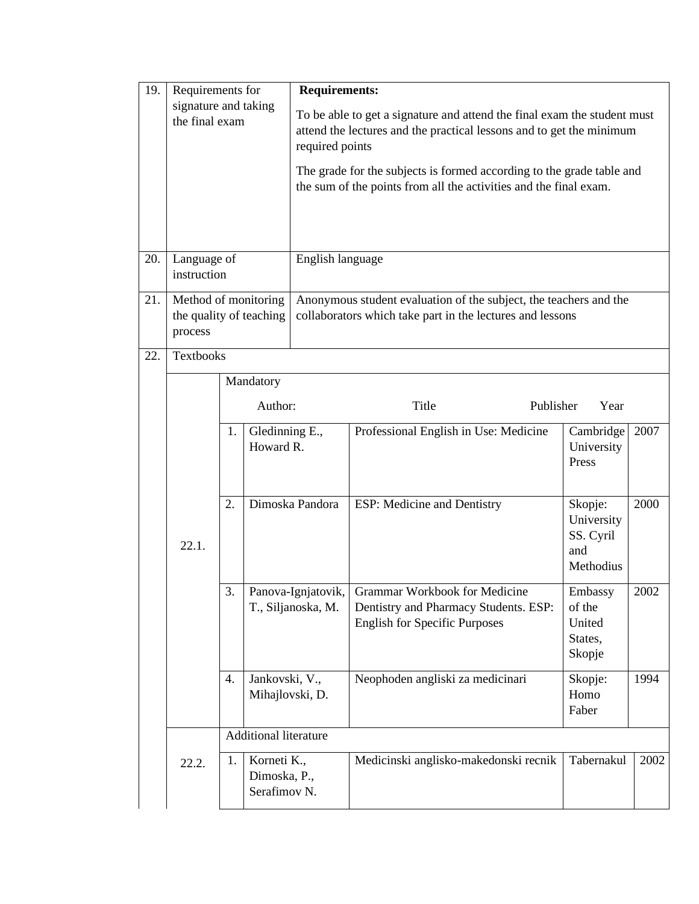| | | |
|---|---|---|
| 19. | Requirements for signature and taking the final exam | **Requirements:**<br><br>To be able to get a signature and attend the final exam the student must attend the lectures and the practical lessons and to get the minimum required points<br><br>The grade for the subjects is formed according to the grade table and the sum of the points from all the activities and the final exam. |
| 20. | Language of instruction | English language |
| 21. | Method of monitoring the quality of teaching process | Anonymous student evaluation of the subject, the teachers and the collaborators which take part in the lectures and lessons |
| 22. | Textbooks | |

**22.1. Mandatory**

| | Author: | Title | Publisher | Year |
|---|---|---|---|---|
| 1. | Gledinning E., Howard R. | Professional English in Use: Medicine | Cambridge University Press | 2007 |
| 2. | Dimoska Pandora | ESP: Medicine and Dentistry | Skopje: University SS. Cyril and Methodius | 2000 |
| 3. | Panova-Ignjatovik, T., Siljanoska, M. | Grammar Workbook for Medicine Dentistry and Pharmacy Students. ESP: English for Specific Purposes | Embassy of the United States, Skopje | 2002 |
| 4. | Jankovski, V., Mihajlovski, D. | Neophoden angliski za medicinari | Skopje: Homo Faber | 1994 |

**22.2. Additional literature**

| | Author | Title | Publisher | Year |
|---|---|---|---|---|
| 1. | Korneti K., Dimoska, P., Serafimov N. | Medicinski anglisko-makedonski recnik | Tabernakul | 2002 |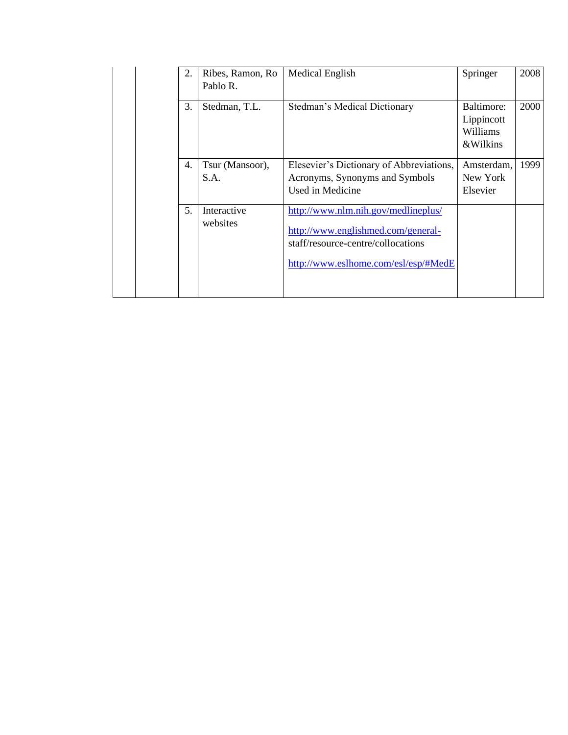| | | | | | | |
|---|---|---|---|---|---|---|
| | | 2. | Ribes, Ramon, Ro Pablo R. | Medical English | Springer | 2008 |
| | | 3. | Stedman, T.L. | Stedman's Medical Dictionary | Baltimore: Lippincott Williams &Wilkins | 2000 |
| | | 4. | Tsur (Mansoor), S.A. | Elesevier's Dictionary of Abbreviations, Acronyms, Synonyms and Symbols Used in Medicine | Amsterdam, New York Elsevier | 1999 |
| | | 5. | Interactive websites | http://www.nlm.nih.gov/medlineplus/ http://www.englishmed.com/general-staff/resource-centre/collocations http://www.eslhome.com/esl/esp/#MedE | | |